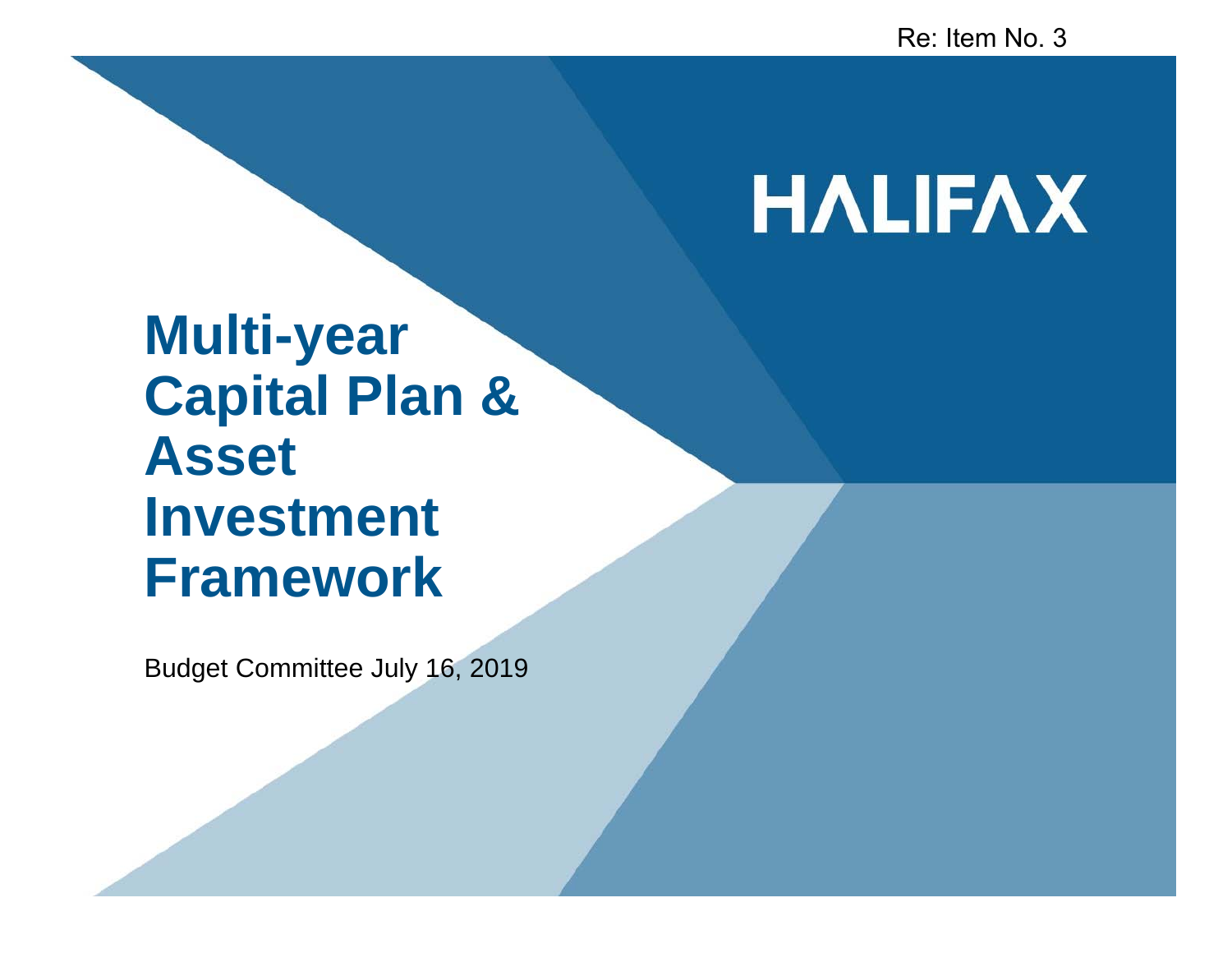Re: Item No. 3

HALIFAX

# Multi-year Capital Plan & Asset Investment Framework

Budget Committee July 16, 2019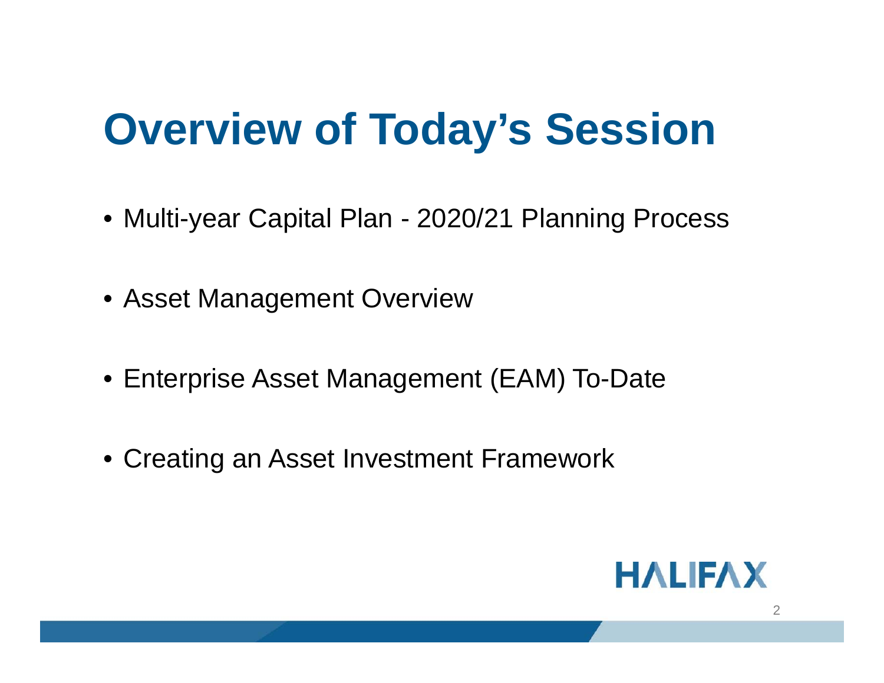# Overview of Today's Session

- Multi-year Capital Plan - 2020/21 Planning Process
- Asset Management Overview
- Enterprise Asset Management (EAM) To-Date
- Creating an Asset Investment Framework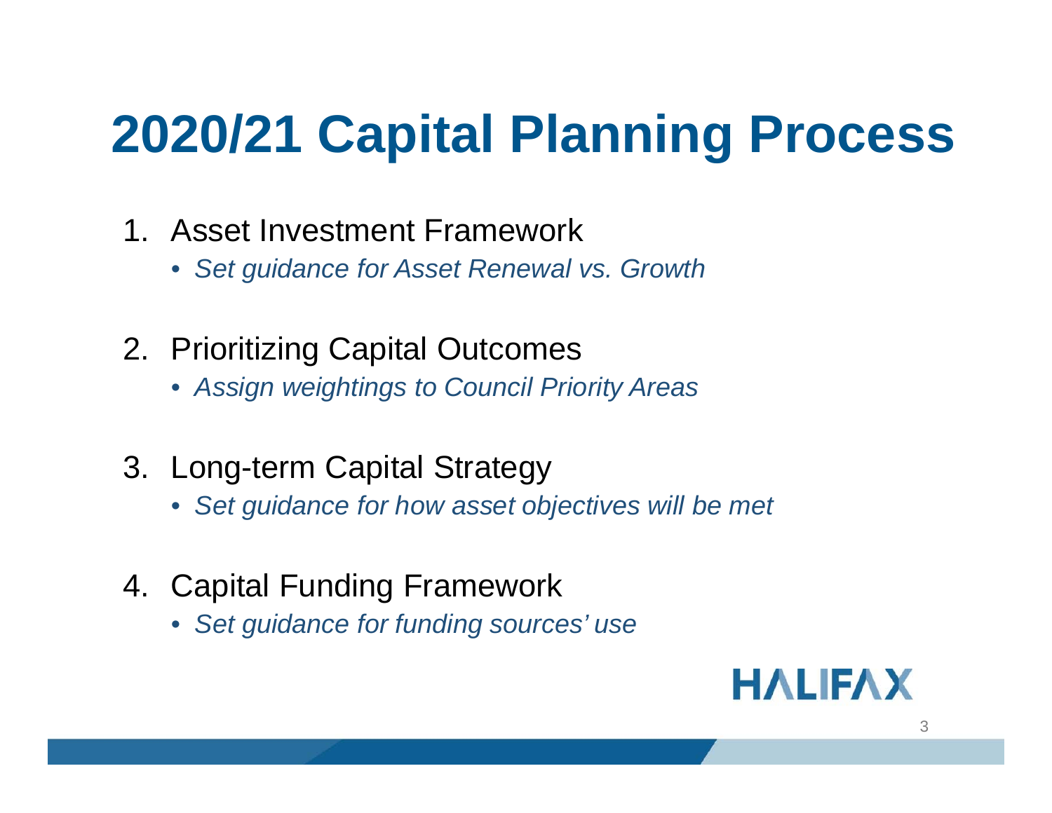# 2020/21 Capital Planning Process

1. Asset Investment Framework
    - *Set guidance for Asset Renewal vs. Growth*

2. Prioritizing Capital Outcomes
    - *Assign weightings to Council Priority Areas*

3. Long-term Capital Strategy
    - *Set guidance for how asset objectives will be met*

4. Capital Funding Framework
    - *Set guidance for funding sources' use*

HALIFAX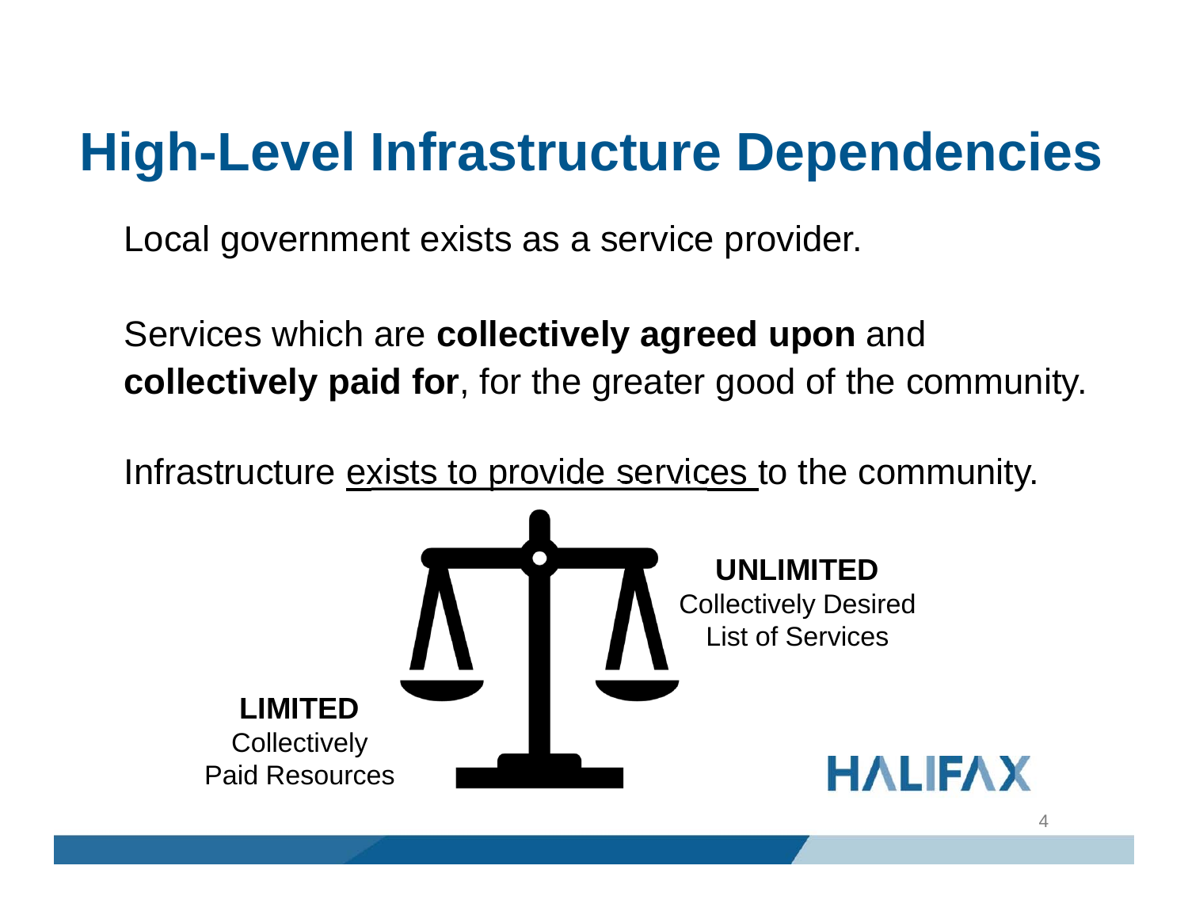# High-Level Infrastructure Dependencies

Local government exists as a service provider.

Services which are **collectively agreed upon** and **collectively paid for**, for the greater good of the community.

Infrastructure <u>exists to provide services</u> to the community.

**UNLIMITED**
Collectively Desired
List of Services

**LIMITED**
Collectively
Paid Resources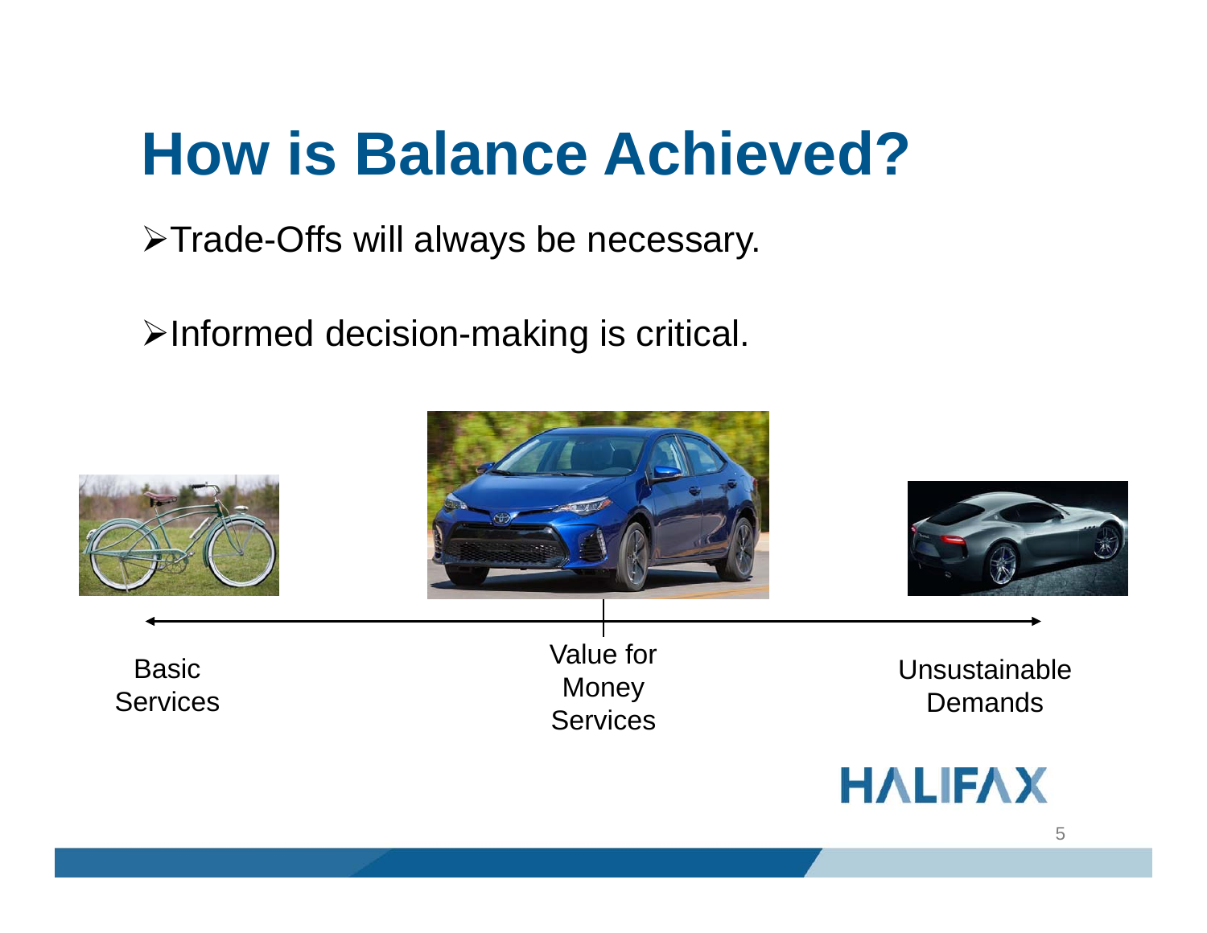# How is Balance Achieved?

- Trade-Offs will always be necessary.
- Informed decision-making is critical.

Basic Services

Value for Money Services

Unsustainable Demands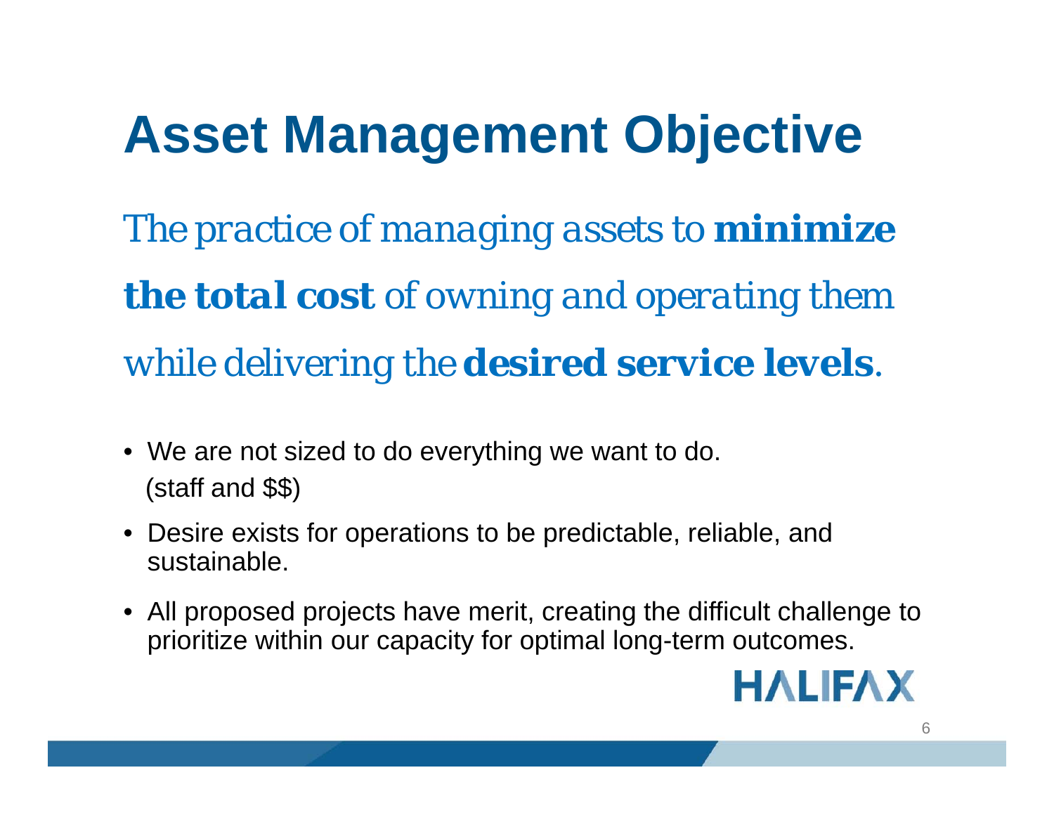# Asset Management Objective

*The practice of managing assets to* ***minimize the total cost*** *of owning and operating them while delivering the* ***desired service levels****.*

- We are not sized to do everything we want to do. (staff and $$)
- Desire exists for operations to be predictable, reliable, and sustainable.
- All proposed projects have merit, creating the difficult challenge to prioritize within our capacity for optimal long-term outcomes.

HALIFAX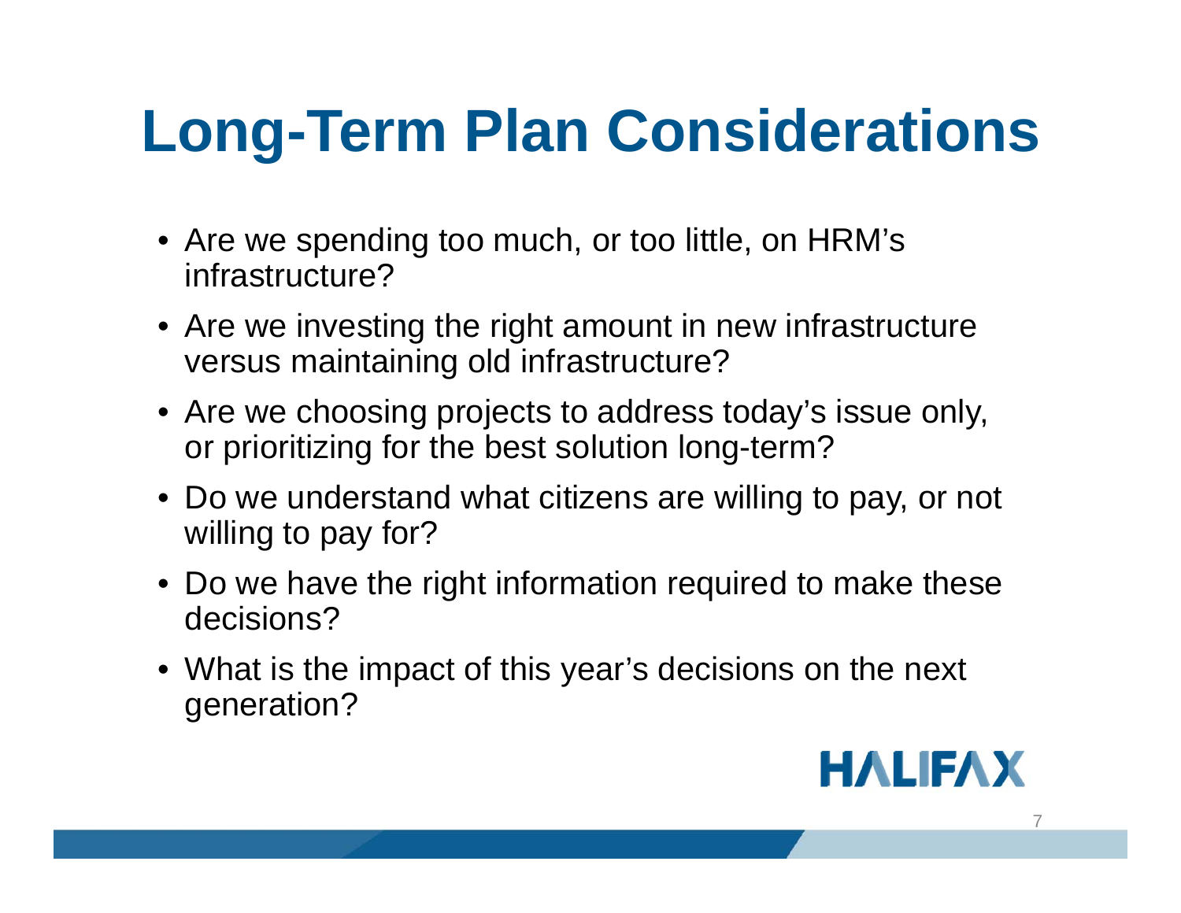# Long-Term Plan Considerations

- Are we spending too much, or too little, on HRM's infrastructure?
- Are we investing the right amount in new infrastructure versus maintaining old infrastructure?
- Are we choosing projects to address today's issue only, or prioritizing for the best solution long-term?
- Do we understand what citizens are willing to pay, or not willing to pay for?
- Do we have the right information required to make these decisions?
- What is the impact of this year's decisions on the next generation?

HALIFAX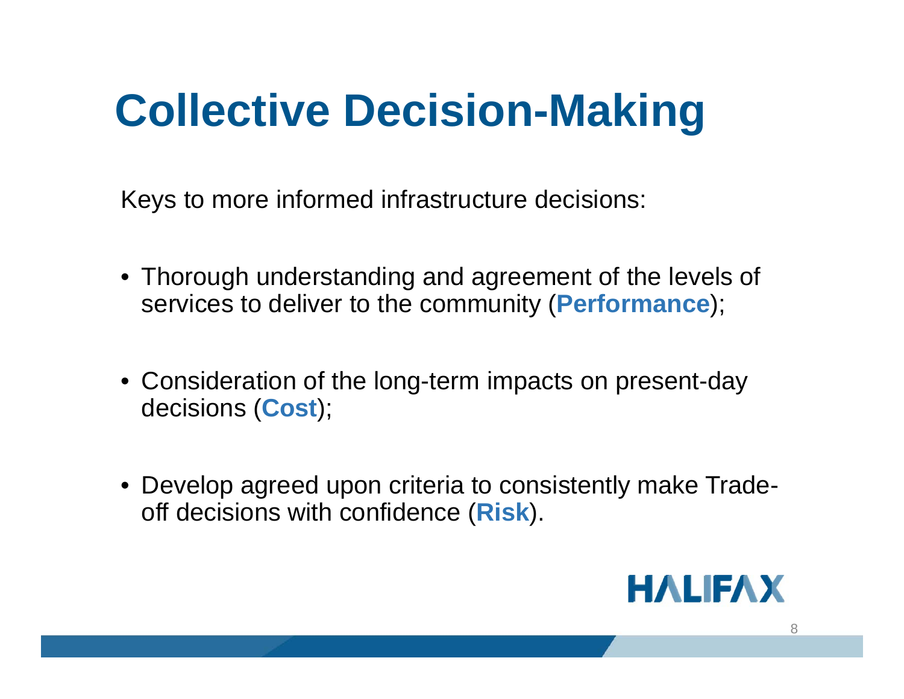# Collective Decision-Making

Keys to more informed infrastructure decisions:

- Thorough understanding and agreement of the levels of services to deliver to the community (**Performance**);
- Consideration of the long-term impacts on present-day decisions (**Cost**);
- Develop agreed upon criteria to consistently make Trade-off decisions with confidence (**Risk**).

HALIFAX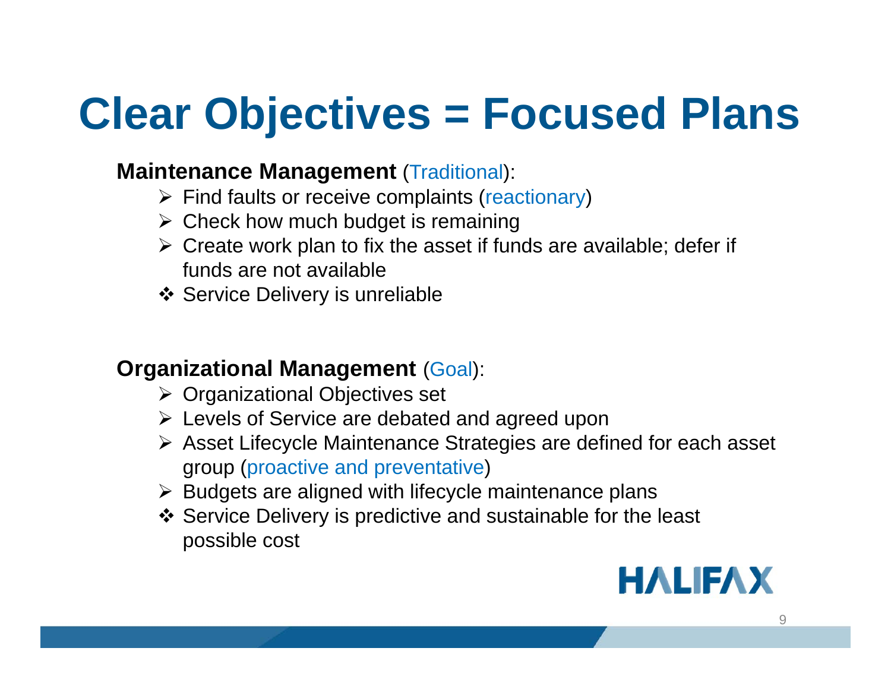# Clear Objectives = Focused Plans

**Maintenance Management** (Traditional):

- Find faults or receive complaints (reactionary)
- Check how much budget is remaining
- Create work plan to fix the asset if funds are available; defer if funds are not available
- ❖ Service Delivery is unreliable

**Organizational Management** (Goal):

- Organizational Objectives set
- Levels of Service are debated and agreed upon
- Asset Lifecycle Maintenance Strategies are defined for each asset group (proactive and preventative)
- Budgets are aligned with lifecycle maintenance plans
- ❖ Service Delivery is predictive and sustainable for the least possible cost

HALIFAX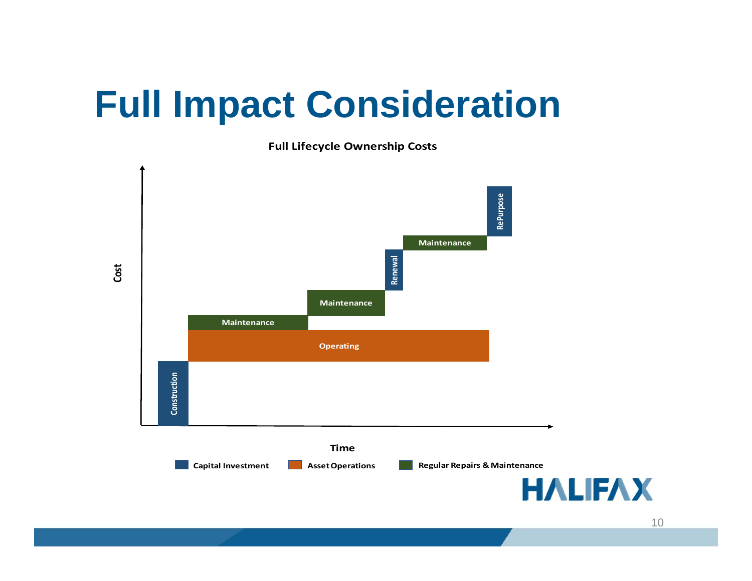# Full Impact Consideration

**Full Lifecycle Ownership Costs**

Cost

Construction

Operating

Maintenance

Maintenance

Renewal

Maintenance

RePurpose

Time

Capital Investment | Asset Operations | Regular Repairs & Maintenance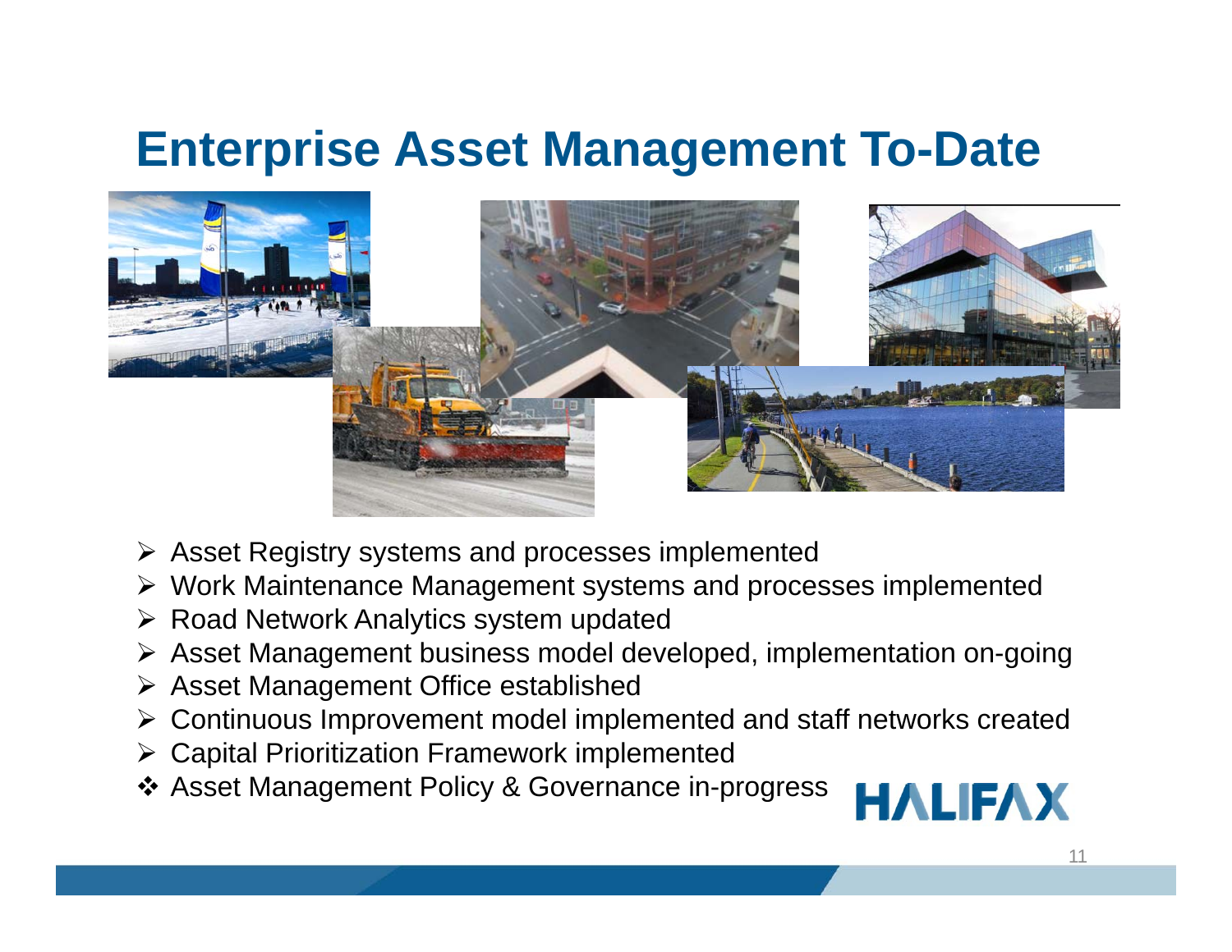# Enterprise Asset Management To-Date

- Asset Registry systems and processes implemented
- Work Maintenance Management systems and processes implemented
- Road Network Analytics system updated
- Asset Management business model developed, implementation on-going
- Asset Management Office established
- Continuous Improvement model implemented and staff networks created
- Capital Prioritization Framework implemented
- Asset Management Policy & Governance in-progress

HALIFAX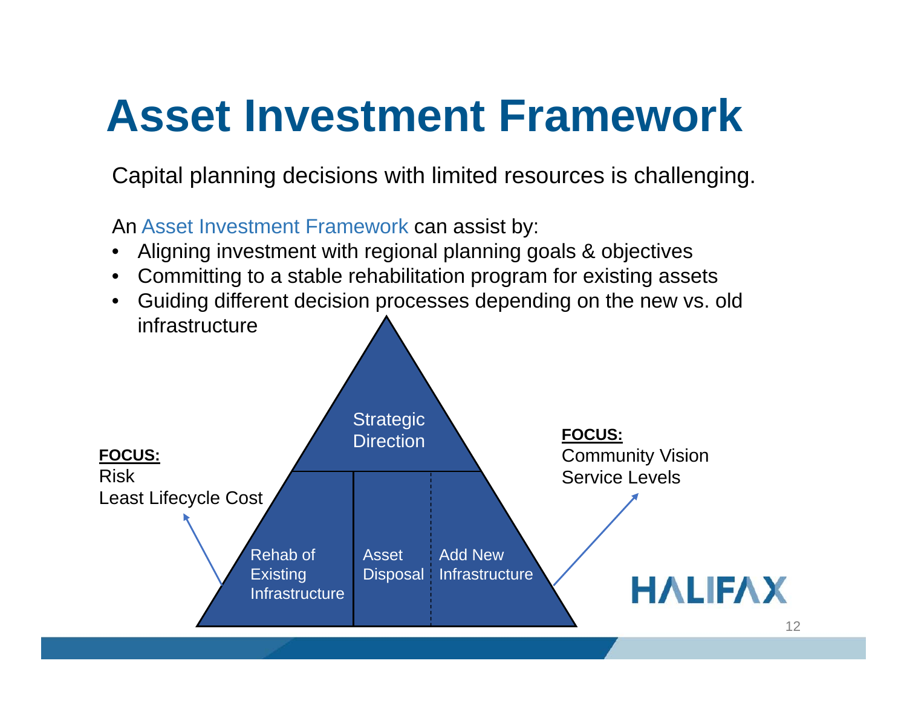# Asset Investment Framework

Capital planning decisions with limited resources is challenging.

An Asset Investment Framework can assist by:

- Aligning investment with regional planning goals & objectives
- Committing to a stable rehabilitation program for existing assets
- Guiding different decision processes depending on the new vs. old infrastructure

Strategic Direction

Rehab of Existing Infrastructure

Asset Disposal

Add New Infrastructure

**FOCUS:**
Risk
Least Lifecycle Cost

**FOCUS:**
Community Vision
Service Levels

HALIFAX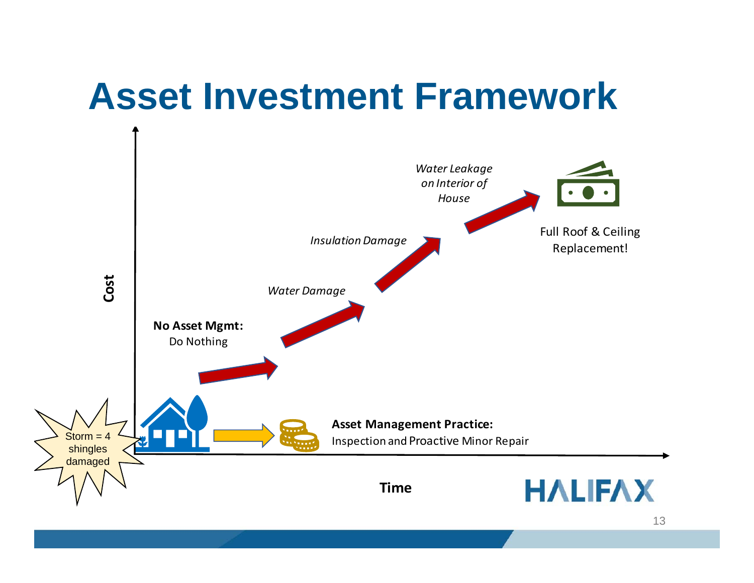# Asset Investment Framework

Cost

Time

Storm = 4 shingles damaged

**No Asset Mgmt:**
Do Nothing

*Water Damage*

*Insulation Damage*

*Water Leakage on Interior of House*

Full Roof & Ceiling Replacement!

**Asset Management Practice:**
Inspection and Proactive Minor Repair

HALIFAX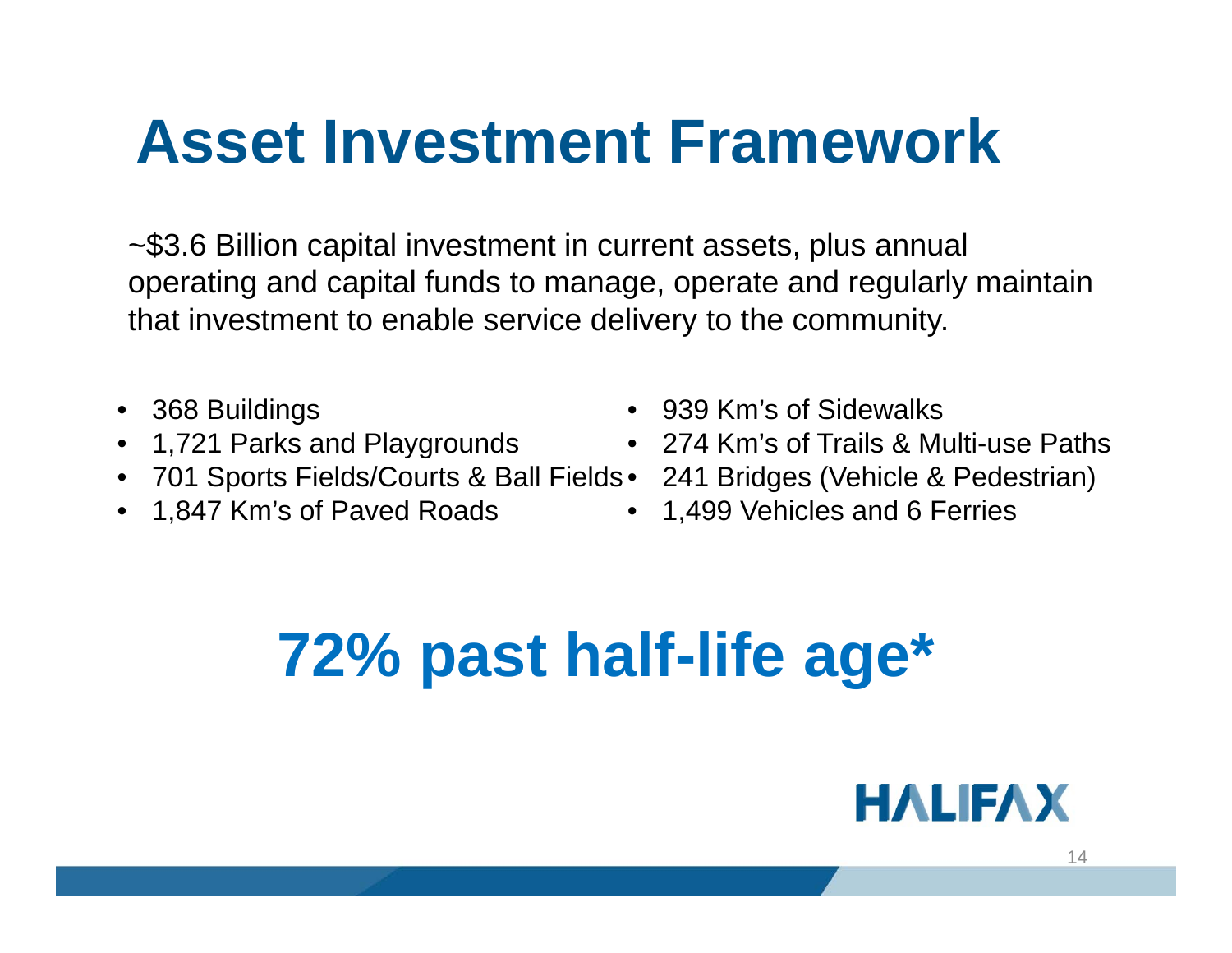# Asset Investment Framework

~$3.6 Billion capital investment in current assets, plus annual operating and capital funds to manage, operate and regularly maintain that investment to enable service delivery to the community.

- 368 Buildings
- 1,721 Parks and Playgrounds
- 701 Sports Fields/Courts & Ball Fields
- 1,847 Km's of Paved Roads
- 939 Km's of Sidewalks
- 274 Km's of Trails & Multi-use Paths
- 241 Bridges (Vehicle & Pedestrian)
- 1,499 Vehicles and 6 Ferries

## 72% past half-life age*

HALIFAX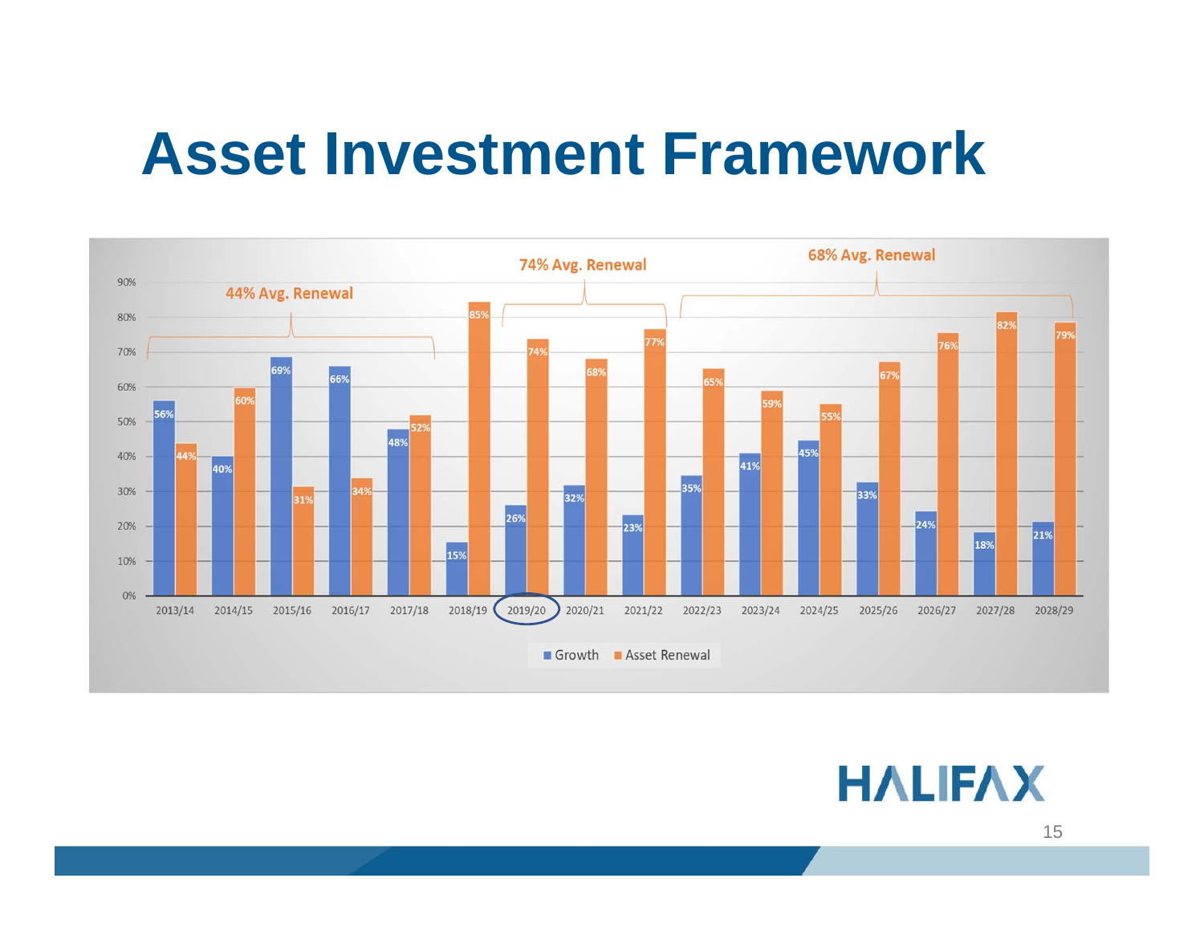# Asset Investment Framework

44% Avg. Renewal (2013/14 – 2017/18) | 74% Avg. Renewal (2019/20 – 2021/22) | 68% Avg. Renewal (2022/23 – 2028/29)

| Year | Growth | Asset Renewal |
|---|---|---|
| 2013/14 | 56% | 44% |
| 2014/15 | 40% | 60% |
| 2015/16 | 69% | 31% |
| 2016/17 | 66% | 34% |
| 2017/18 | 48% | 52% |
| 2018/19 | 15% | 85% |
| 2019/20 | 26% | 74% |
| 2020/21 | 32% | 68% |
| 2021/22 | 23% | 77% |
| 2022/23 | 35% | 65% |
| 2023/24 | 41% | 59% |
| 2024/25 | 45% | 55% |
| 2025/26 | 33% | 67% |
| 2026/27 | 24% | 76% |
| 2027/28 | 18% | 82% |
| 2028/29 | 21% | 79% |

HALIFAX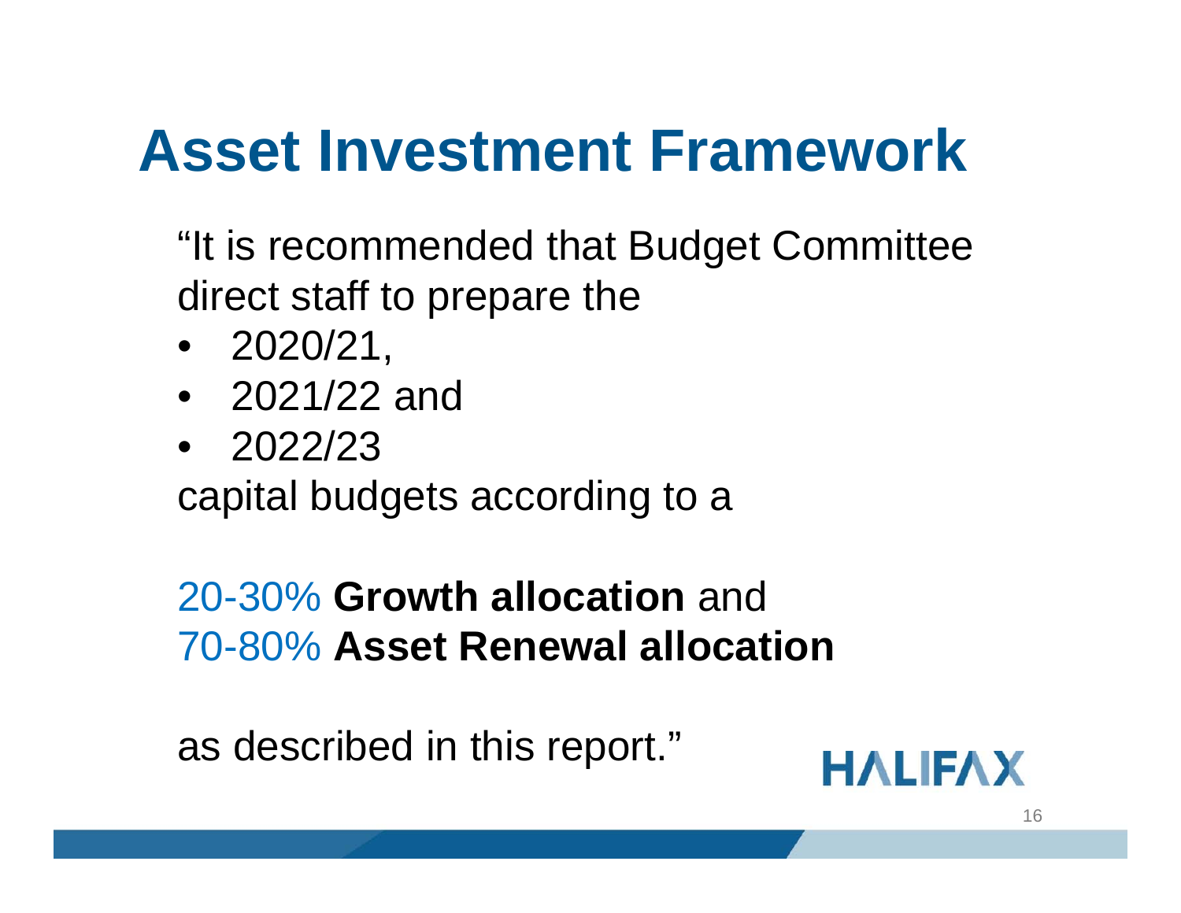# Asset Investment Framework

"It is recommended that Budget Committee direct staff to prepare the

- 2020/21,
- 2021/22 and
- 2022/23

capital budgets according to a

20-30% **Growth allocation** and
70-80% **Asset Renewal allocation**

as described in this report."

HALIFAX